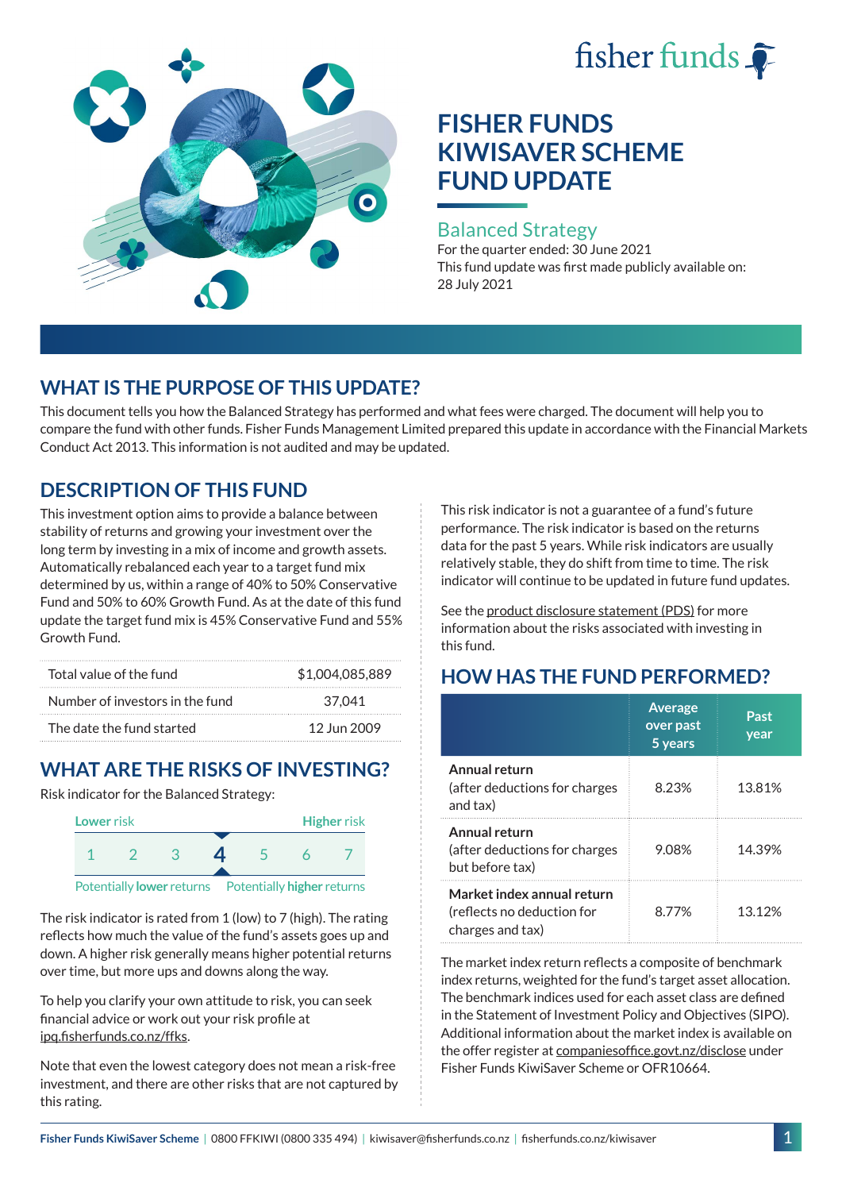# FISHER FUNDS KIWISAVER SCHEME FUND UPDATE

## Balanced Strategy

For the quarter ended: 30 June 2021

This fund update was first made publicly available on: 28 July 2021

## WHAT IS THE PURPOSE OF THIS UPDATE?

This document tells you how the Balanced Strategy has performed and what fees were charged. The document will help you to compare the fund with other funds. Fisher Funds Management Limited prepared this update in accordance with the Financial Markets Conduct Act 2013. This information is not audited and may be updated.

## DESCRIPTION OF THIS FUND

This investment option aims to provide a balance between stability of returns and growing your investment over the long term by investing in a mix of income and growth assets. Automatically rebalanced each year to a target fund mix determined by us, within a range of 40% to 50% Conservative Fund and 50% to 60% Growth Fund. As at the date of this fund update the target fund mix is 45% Conservative Fund and 55% Growth Fund.

| | |
|---|---|
| Total value of the fund | $1,004,085,889 |
| Number of investors in the fund | 37,041 |
| The date the fund started | 12 Jun 2009 |

## WHAT ARE THE RISKS OF INVESTING?

Risk indicator for the Balanced Strategy:

Lower risk — Higher risk

1 2 3 **4** 5 6 7

Potentially lower returns — Potentially higher returns

The risk indicator is rated from 1 (low) to 7 (high). The rating reflects how much the value of the fund's assets goes up and down. A higher risk generally means higher potential returns over time, but more ups and downs along the way.

To help you clarify your own attitude to risk, you can seek financial advice or work out your risk profile at ipq.fisherfunds.co.nz/ffks.

Note that even the lowest category does not mean a risk-free investment, and there are other risks that are not captured by this rating.

This risk indicator is not a guarantee of a fund's future performance. The risk indicator is based on the returns data for the past 5 years. While risk indicators are usually relatively stable, they do shift from time to time. The risk indicator will continue to be updated in future fund updates.

See the product disclosure statement (PDS) for more information about the risks associated with investing in this fund.

## HOW HAS THE FUND PERFORMED?

| | Average over past 5 years | Past year |
|---|---|---|
| **Annual return** (after deductions for charges and tax) | 8.23% | 13.81% |
| **Annual return** (after deductions for charges but before tax) | 9.08% | 14.39% |
| **Market index annual return** (reflects no deduction for charges and tax) | 8.77% | 13.12% |

The market index return reflects a composite of benchmark index returns, weighted for the fund's target asset allocation. The benchmark indices used for each asset class are defined in the Statement of Investment Policy and Objectives (SIPO). Additional information about the market index is available on the offer register at companiesoffice.govt.nz/disclose under Fisher Funds KiwiSaver Scheme or OFR10664.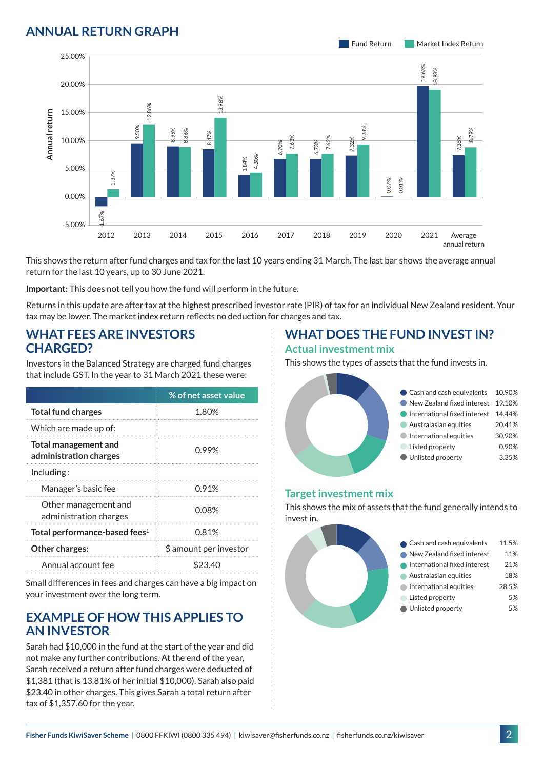## ANNUAL RETURN GRAPH

| Year | Fund Return | Market Index Return |
|---|---|---|
| 2012 | -1.67% | 1.37% |
| 2013 | 9.50% | 12.86% |
| 2014 | 8.95% | 8.86% |
| 2015 | 8.47% | 13.98% |
| 2016 | 3.84% | 4.30% |
| 2017 | 6.70% | 7.63% |
| 2018 | 6.73% | 7.62% |
| 2019 | 7.32% | 9.28% |
| 2020 | 0.07% | 0.01% |
| 2021 | 19.63% | 18.98% |
| Average annual return | 7.38% | 8.79% |

This shows the return after fund charges and tax for the last 10 years ending 31 March. The last bar shows the average annual return for the last 10 years, up to 30 June 2021.

**Important:** This does not tell you how the fund will perform in the future.

Returns in this update are after tax at the highest prescribed investor rate (PIR) of tax for an individual New Zealand resident. Your tax may be lower. The market index return reflects no deduction for charges and tax.

## WHAT FEES ARE INVESTORS CHARGED?

Investors in the Balanced Strategy are charged fund charges that include GST. In the year to 31 March 2021 these were:

| | % of net asset value |
|---|---|
| **Total fund charges** | 1.80% |
| Which are made up of: | |
| **Total management and administration charges** | 0.99% |
| Including: | |
| Manager's basic fee | 0.91% |
| Other management and administration charges | 0.08% |
| **Total performance-based fees**[1] | 0.81% |
| **Other charges:** | $ amount per investor |
| Annual account fee | $23.40 |

Small differences in fees and charges can have a big impact on your investment over the long term.

## EXAMPLE OF HOW THIS APPLIES TO AN INVESTOR

Sarah had $10,000 in the fund at the start of the year and did not make any further contributions. At the end of the year, Sarah received a return after fund charges were deducted of $1,381 (that is 13.81% of her initial $10,000). Sarah also paid $23.40 in other charges. This gives Sarah a total return after tax of $1,357.60 for the year.

## WHAT DOES THE FUND INVEST IN?

### Actual investment mix

This shows the types of assets that the fund invests in.

| Asset | % |
|---|---|
| Cash and cash equivalents | 10.90% |
| New Zealand fixed interest | 19.10% |
| International fixed interest | 14.44% |
| Australasian equities | 20.41% |
| International equities | 30.90% |
| Listed property | 0.90% |
| Unlisted property | 3.35% |

### Target investment mix

This shows the mix of assets that the fund generally intends to invest in.

| Asset | % |
|---|---|
| Cash and cash equivalents | 11.5% |
| New Zealand fixed interest | 11% |
| International fixed interest | 21% |
| Australasian equities | 18% |
| International equities | 28.5% |
| Listed property | 5% |
| Unlisted property | 5% |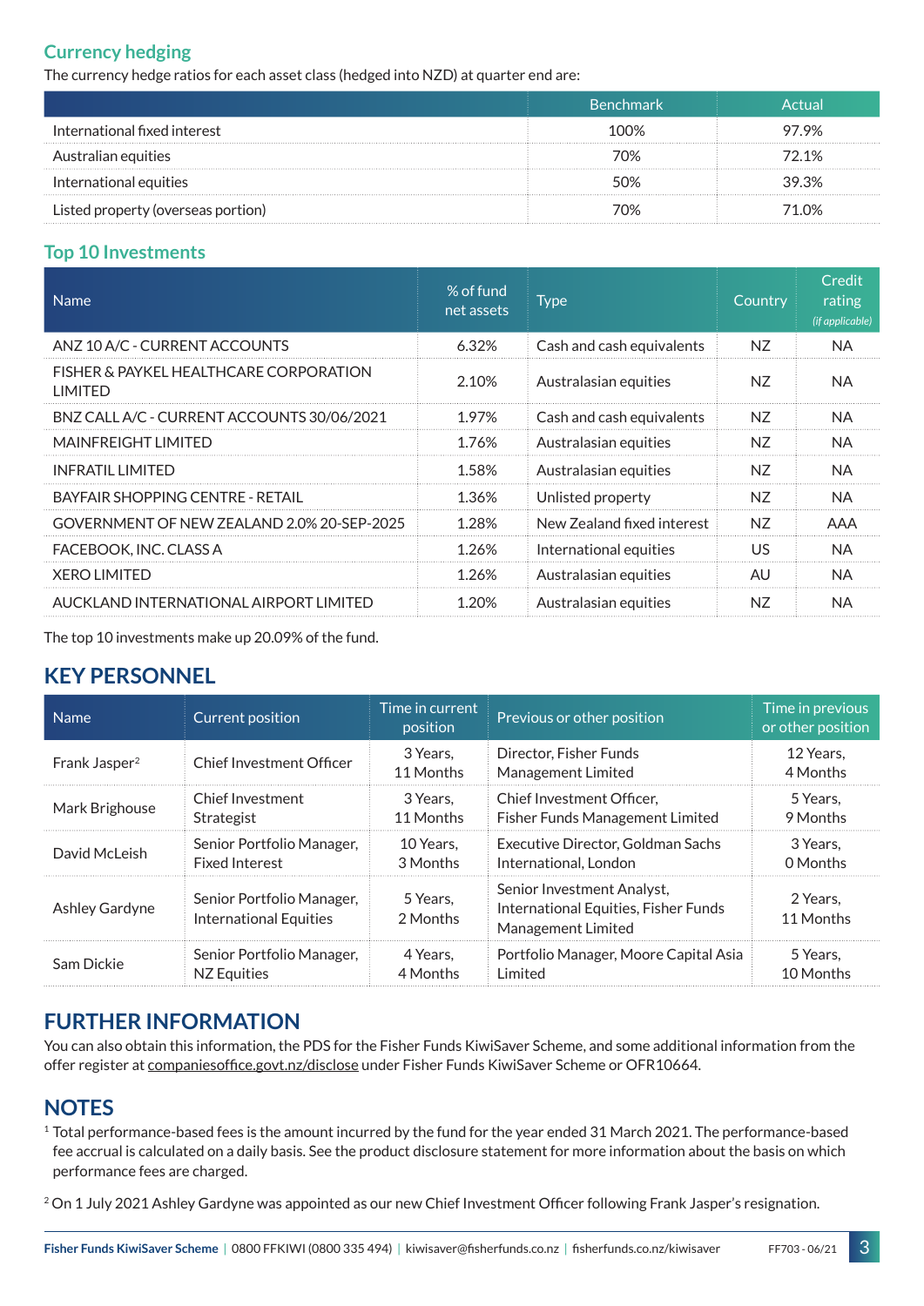## Currency hedging

The currency hedge ratios for each asset class (hedged into NZD) at quarter end are:

| | Benchmark | Actual |
|---|---|---|
| International fixed interest | 100% | 97.9% |
| Australian equities | 70% | 72.1% |
| International equities | 50% | 39.3% |
| Listed property (overseas portion) | 70% | 71.0% |

## Top 10 Investments

| Name | % of fund net assets | Type | Country | Credit rating *(if applicable)* |
|---|---|---|---|---|
| ANZ 10 A/C - CURRENT ACCOUNTS | 6.32% | Cash and cash equivalents | NZ | NA |
| FISHER & PAYKEL HEALTHCARE CORPORATION LIMITED | 2.10% | Australasian equities | NZ | NA |
| BNZ CALL A/C - CURRENT ACCOUNTS 30/06/2021 | 1.97% | Cash and cash equivalents | NZ | NA |
| MAINFREIGHT LIMITED | 1.76% | Australasian equities | NZ | NA |
| INFRATIL LIMITED | 1.58% | Australasian equities | NZ | NA |
| BAYFAIR SHOPPING CENTRE - RETAIL | 1.36% | Unlisted property | NZ | NA |
| GOVERNMENT OF NEW ZEALAND 2.0% 20-SEP-2025 | 1.28% | New Zealand fixed interest | NZ | AAA |
| FACEBOOK, INC. CLASS A | 1.26% | International equities | US | NA |
| XERO LIMITED | 1.26% | Australasian equities | AU | NA |
| AUCKLAND INTERNATIONAL AIRPORT LIMITED | 1.20% | Australasian equities | NZ | NA |

The top 10 investments make up 20.09% of the fund.

# KEY PERSONNEL

| Name | Current position | Time in current position | Previous or other position | Time in previous or other position |
|---|---|---|---|---|
| Frank Jasper[2] | Chief Investment Officer | 3 Years, 11 Months | Director, Fisher Funds Management Limited | 12 Years, 4 Months |
| Mark Brighouse | Chief Investment Strategist | 3 Years, 11 Months | Chief Investment Officer, Fisher Funds Management Limited | 5 Years, 9 Months |
| David McLeish | Senior Portfolio Manager, Fixed Interest | 10 Years, 3 Months | Executive Director, Goldman Sachs International, London | 3 Years, 0 Months |
| Ashley Gardyne | Senior Portfolio Manager, International Equities | 5 Years, 2 Months | Senior Investment Analyst, International Equities, Fisher Funds Management Limited | 2 Years, 11 Months |
| Sam Dickie | Senior Portfolio Manager, NZ Equities | 4 Years, 4 Months | Portfolio Manager, Moore Capital Asia Limited | 5 Years, 10 Months |

# FURTHER INFORMATION

You can also obtain this information, the PDS for the Fisher Funds KiwiSaver Scheme, and some additional information from the offer register at companiesoffice.govt.nz/disclose under Fisher Funds KiwiSaver Scheme or OFR10664.

# NOTES

[1] Total performance-based fees is the amount incurred by the fund for the year ended 31 March 2021. The performance-based fee accrual is calculated on a daily basis. See the product disclosure statement for more information about the basis on which performance fees are charged.

[2] On 1 July 2021 Ashley Gardyne was appointed as our new Chief Investment Officer following Frank Jasper's resignation.